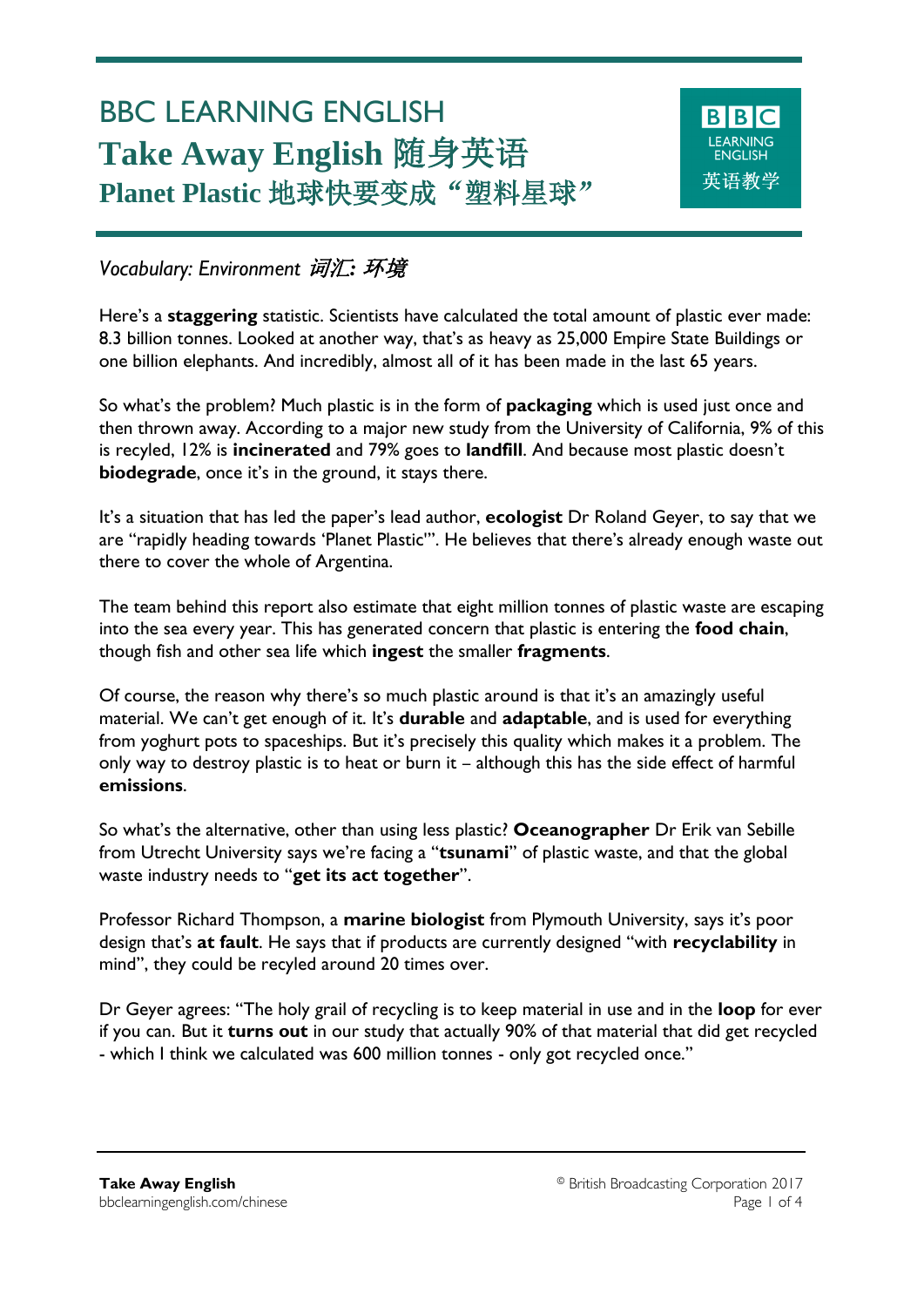# BBC LEARNING ENGLISH

## Take Away English 随身英语

## Planet Plastic 地球快要变成"塑料星球"

*Vocabulary: Environment 词汇: 环境*

Here's a **staggering** statistic. Scientists have calculated the total amount of plastic ever made: 8.3 billion tonnes. Looked at another way, that's as heavy as 25,000 Empire State Buildings or one billion elephants. And incredibly, almost all of it has been made in the last 65 years.

So what's the problem? Much plastic is in the form of **packaging** which is used just once and then thrown away. According to a major new study from the University of California, 9% of this is recyled, 12% is **incinerated** and 79% goes to **landfill**. And because most plastic doesn't **biodegrade**, once it's in the ground, it stays there.

It's a situation that has led the paper's lead author, **ecologist** Dr Roland Geyer, to say that we are "rapidly heading towards 'Planet Plastic'". He believes that there's already enough waste out there to cover the whole of Argentina.

The team behind this report also estimate that eight million tonnes of plastic waste are escaping into the sea every year. This has generated concern that plastic is entering the **food chain**, though fish and other sea life which **ingest** the smaller **fragments**.

Of course, the reason why there's so much plastic around is that it's an amazingly useful material. We can't get enough of it. It's **durable** and **adaptable**, and is used for everything from yoghurt pots to spaceships. But it's precisely this quality which makes it a problem. The only way to destroy plastic is to heat or burn it – although this has the side effect of harmful **emissions**.

So what's the alternative, other than using less plastic? **Oceanographer** Dr Erik van Sebille from Utrecht University says we're facing a "**tsunami**" of plastic waste, and that the global waste industry needs to "**get its act together**".

Professor Richard Thompson, a **marine biologist** from Plymouth University, says it's poor design that's **at fault**. He says that if products are currently designed "with **recyclability** in mind", they could be recyled around 20 times over.

Dr Geyer agrees: "The holy grail of recycling is to keep material in use and in the **loop** for ever if you can. But it **turns out** in our study that actually 90% of that material that did get recycled - which I think we calculated was 600 million tonnes - only got recycled once."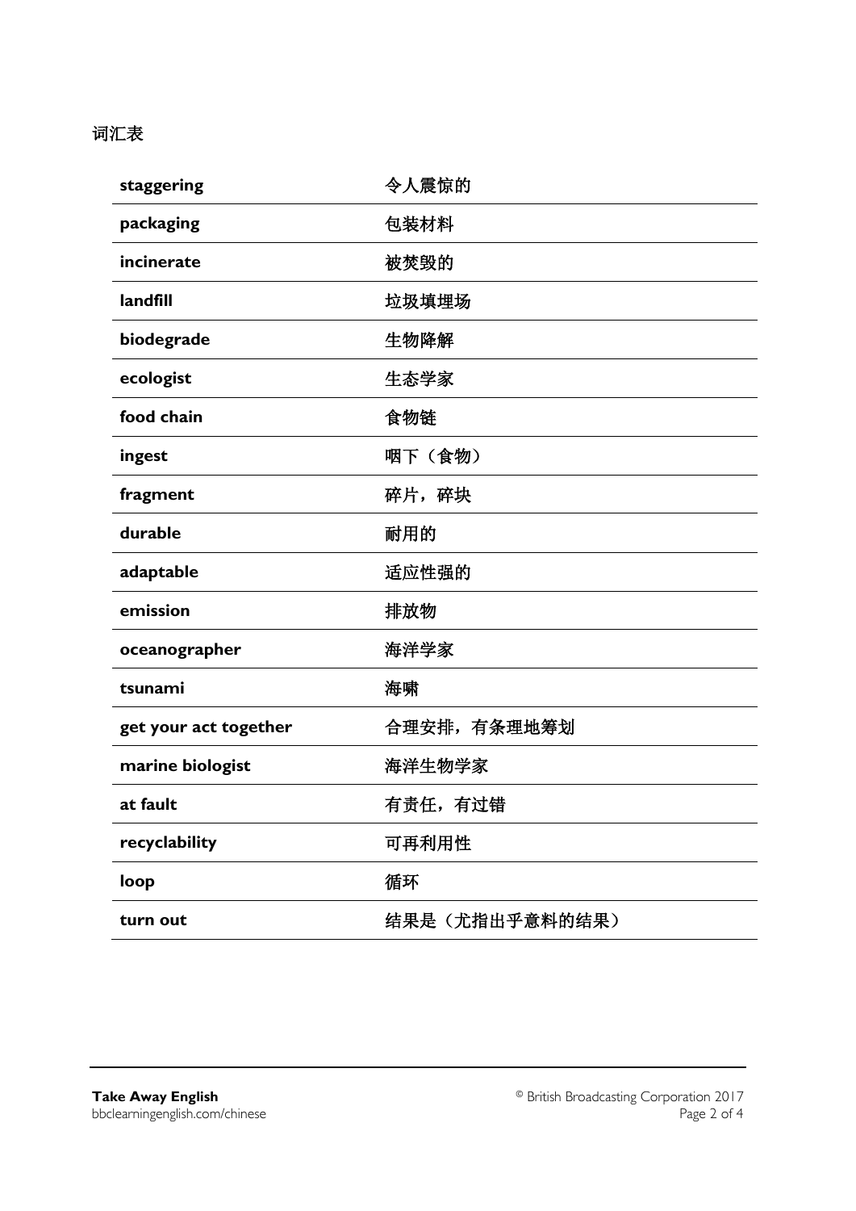词汇表

| | |
|---|---|
| **staggering** | 令人震惊的 |
| **packaging** | 包装材料 |
| **incinerate** | 被焚毁的 |
| **landfill** | 垃圾填埋场 |
| **biodegrade** | 生物降解 |
| **ecologist** | 生态学家 |
| **food chain** | 食物链 |
| **ingest** | 咽下（食物） |
| **fragment** | 碎片，碎块 |
| **durable** | 耐用的 |
| **adaptable** | 适应性强的 |
| **emission** | 排放物 |
| **oceanographer** | 海洋学家 |
| **tsunami** | 海啸 |
| **get your act together** | 合理安排，有条理地筹划 |
| **marine biologist** | 海洋生物学家 |
| **at fault** | 有责任，有过错 |
| **recyclability** | 可再利用性 |
| **loop** | 循环 |
| **turn out** | 结果是（尤指出乎意料的结果） |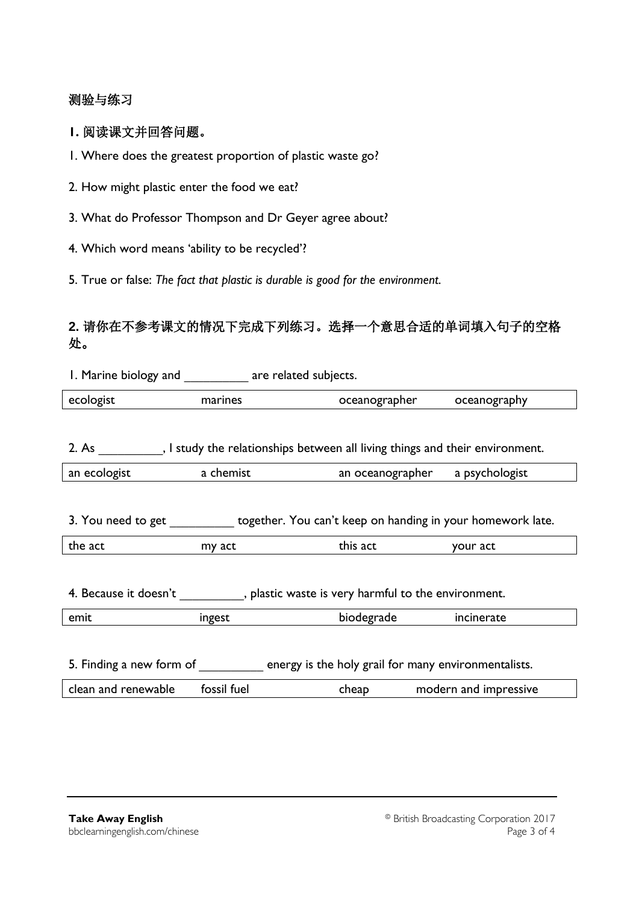### 测验与练习

**1. 阅读课文并回答问题。**

1. Where does the greatest proportion of plastic waste go?

2. How might plastic enter the food we eat?

3. What do Professor Thompson and Dr Geyer agree about?

4. Which word means 'ability to be recycled'?

5. True or false: *The fact that plastic is durable is good for the environment.*

**2. 请你在不参考课文的情况下完成下列练习。选择一个意思合适的单词填入句子的空格处。**

1. Marine biology and _________ are related subjects.

| ecologist | marines | oceanographer | oceanography |
|---|---|---|---|

2. As _________, I study the relationships between all living things and their environment.

| an ecologist | a chemist | an oceanographer | a psychologist |
|---|---|---|---|

3. You need to get _________ together. You can't keep on handing in your homework late.

| the act | my act | this act | your act |
|---|---|---|---|

4. Because it doesn't _________, plastic waste is very harmful to the environment.

| emit | ingest | biodegrade | incinerate |
|---|---|---|---|

5. Finding a new form of _________ energy is the holy grail for many environmentalists.

| clean and renewable | fossil fuel | cheap | modern and impressive |
|---|---|---|---|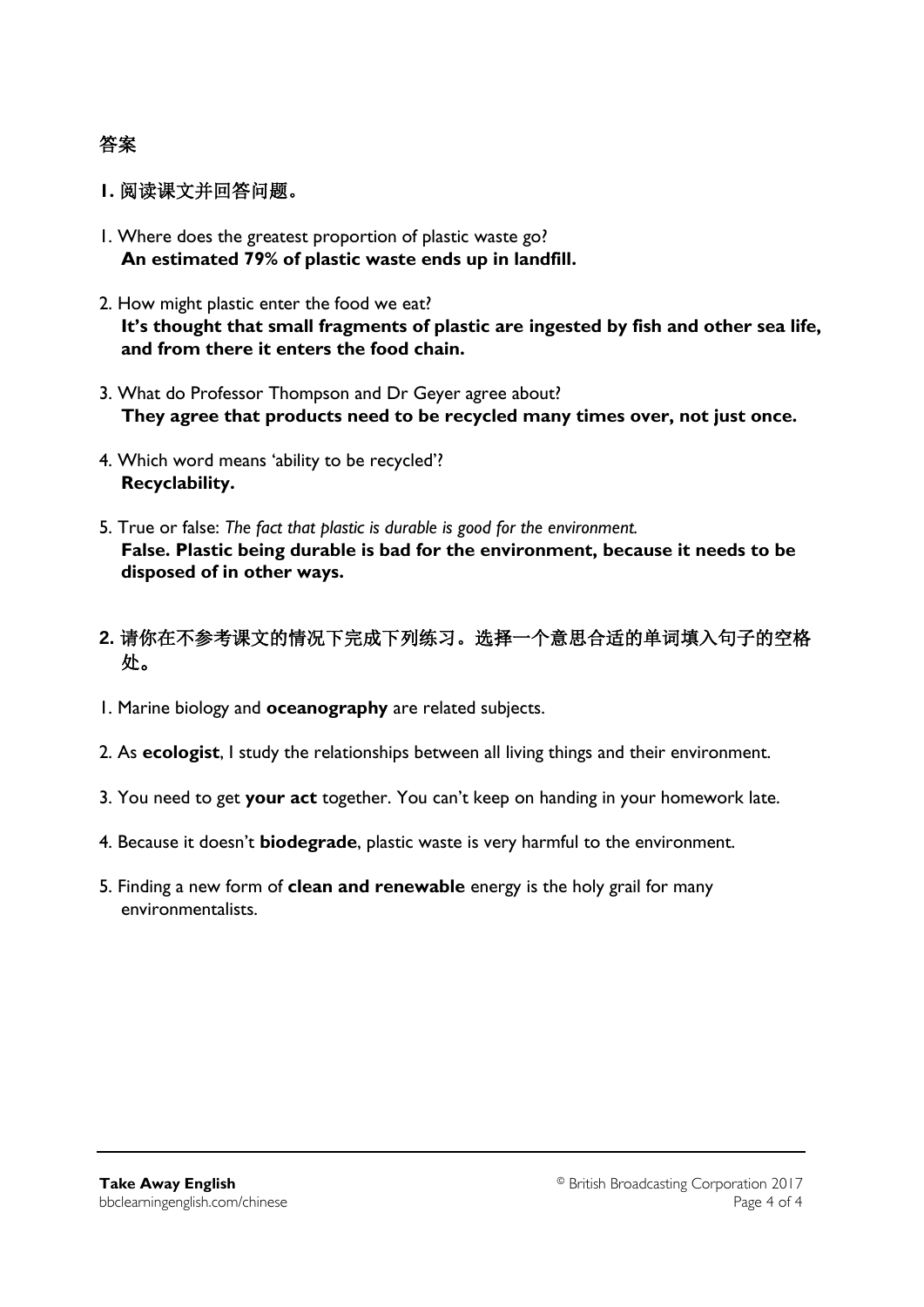答案

**1.** 阅读课文并回答问题。

1. Where does the greatest proportion of plastic waste go?
   **An estimated 79% of plastic waste ends up in landfill.**

2. How might plastic enter the food we eat?
   **It's thought that small fragments of plastic are ingested by fish and other sea life, and from there it enters the food chain.**

3. What do Professor Thompson and Dr Geyer agree about?
   **They agree that products need to be recycled many times over, not just once.**

4. Which word means 'ability to be recycled'?
   **Recyclability.**

5. True or false: *The fact that plastic is durable is good for the environment.*
   **False. Plastic being durable is bad for the environment, because it needs to be disposed of in other ways.**

**2.** 请你在不参考课文的情况下完成下列练习。选择一个意思合适的单词填入句子的空格处。

1. Marine biology and **oceanography** are related subjects.

2. As **ecologist**, I study the relationships between all living things and their environment.

3. You need to get **your act** together. You can't keep on handing in your homework late.

4. Because it doesn't **biodegrade**, plastic waste is very harmful to the environment.

5. Finding a new form of **clean and renewable** energy is the holy grail for many environmentalists.

**Take Away English**
bbclearningenglish.com/chinese

© British Broadcasting Corporation 2017